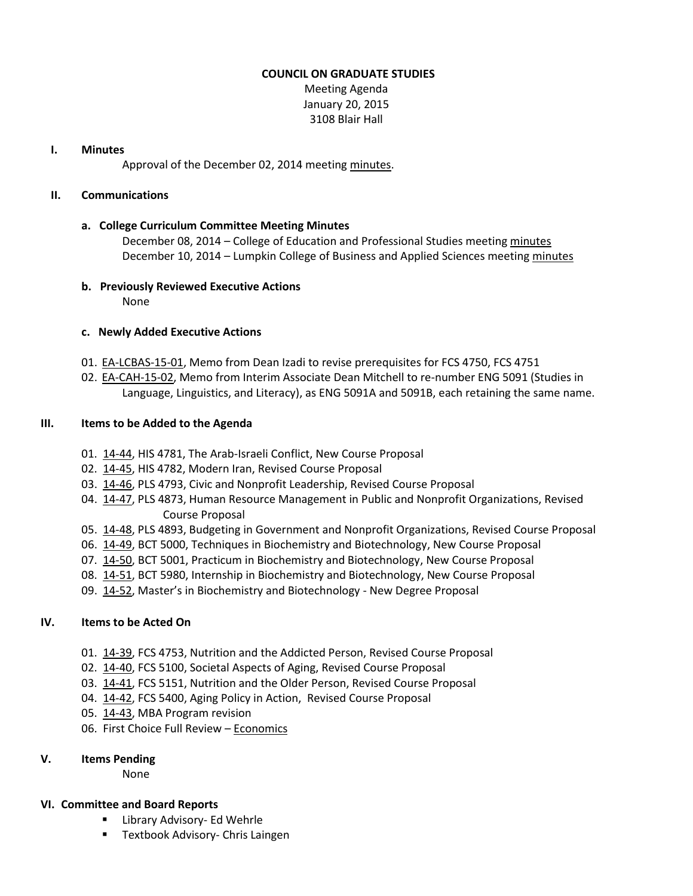# COUNCIL ON GRADUATE STUDIES

Meeting Agenda
January 20, 2015
3108 Blair Hall

## I. Minutes

Approval of the December 02, 2014 meeting minutes.

## II. Communications

### a. College Curriculum Committee Meeting Minutes

December 08, 2014 – College of Education and Professional Studies meeting minutes
December 10, 2014 – Lumpkin College of Business and Applied Sciences meeting minutes

### b. Previously Reviewed Executive Actions

None

### c. Newly Added Executive Actions

01. EA-LCBAS-15-01, Memo from Dean Izadi to revise prerequisites for FCS 4750, FCS 4751
02. EA-CAH-15-02, Memo from Interim Associate Dean Mitchell to re-number ENG 5091 (Studies in Language, Linguistics, and Literacy), as ENG 5091A and 5091B, each retaining the same name.

## III. Items to be Added to the Agenda

01. 14-44, HIS 4781, The Arab-Israeli Conflict, New Course Proposal
02. 14-45, HIS 4782, Modern Iran, Revised Course Proposal
03. 14-46, PLS 4793, Civic and Nonprofit Leadership, Revised Course Proposal
04. 14-47, PLS 4873, Human Resource Management in Public and Nonprofit Organizations, Revised Course Proposal
05. 14-48, PLS 4893, Budgeting in Government and Nonprofit Organizations, Revised Course Proposal
06. 14-49, BCT 5000, Techniques in Biochemistry and Biotechnology, New Course Proposal
07. 14-50, BCT 5001, Practicum in Biochemistry and Biotechnology, New Course Proposal
08. 14-51, BCT 5980, Internship in Biochemistry and Biotechnology, New Course Proposal
09. 14-52, Master's in Biochemistry and Biotechnology - New Degree Proposal

## IV. Items to be Acted On

01. 14-39, FCS 4753, Nutrition and the Addicted Person, Revised Course Proposal
02. 14-40, FCS 5100, Societal Aspects of Aging, Revised Course Proposal
03. 14-41, FCS 5151, Nutrition and the Older Person, Revised Course Proposal
04. 14-42, FCS 5400, Aging Policy in Action, Revised Course Proposal
05. 14-43, MBA Program revision
06. First Choice Full Review – Economics

## V. Items Pending

None

## VI. Committee and Board Reports

- Library Advisory- Ed Wehrle
- Textbook Advisory- Chris Laingen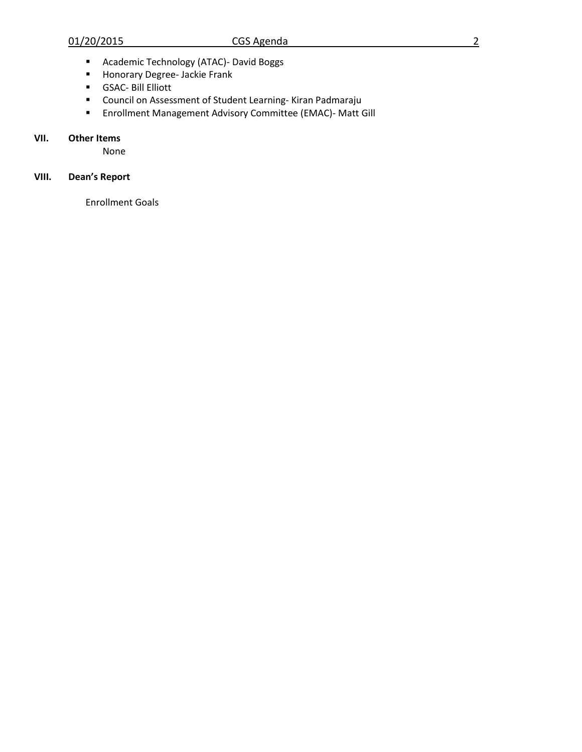- Academic Technology (ATAC)- David Boggs
- Honorary Degree- Jackie Frank
- GSAC- Bill Elliott
- Council on Assessment of Student Learning- Kiran Padmaraju
- Enrollment Management Advisory Committee (EMAC)- Matt Gill

**VII. Other Items**

None

**VIII. Dean's Report**

Enrollment Goals